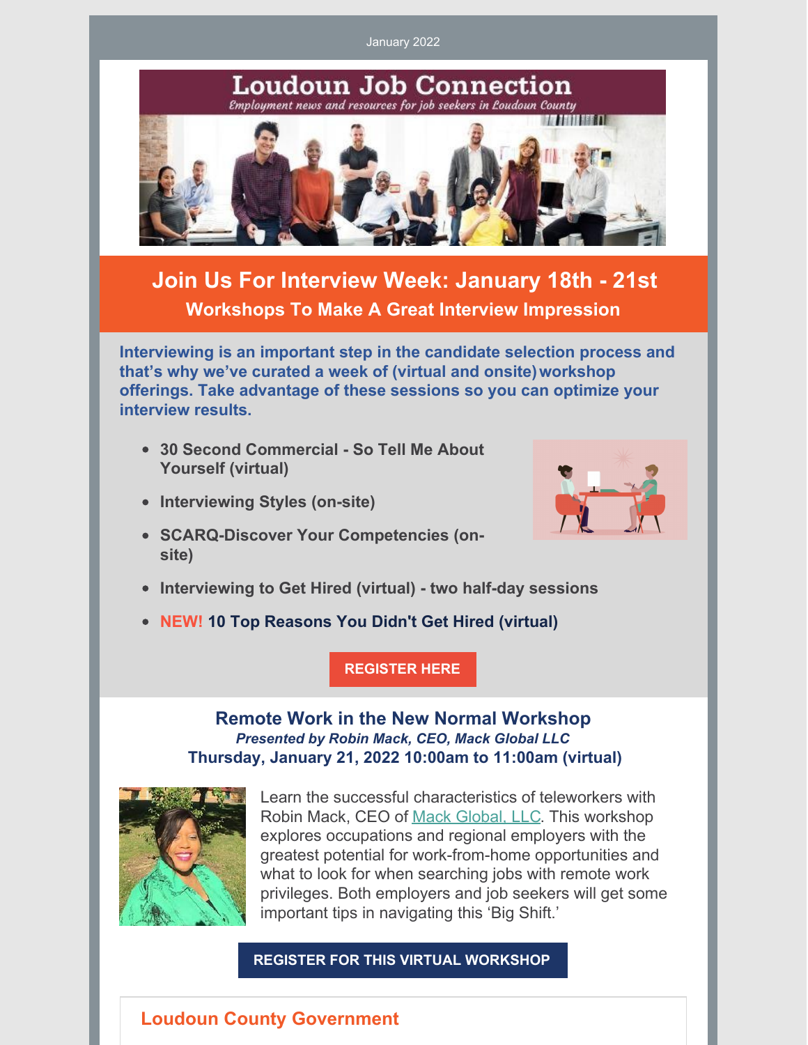January 2022

# Loudoun Job Connection

*Employment news and resources for job seekers in Loudoun County*

## Join Us For Interview Week: January 18th - 21st

### Workshops To Make A Great Interview Impression

**Interviewing is an important step in the candidate selection process and that's why we've curated a week of (virtual and onsite) workshop offerings. Take advantage of these sessions so you can optimize your interview results.**

- **30 Second Commercial - So Tell Me About Yourself (virtual)**
- **Interviewing Styles (on-site)**
- **SCARQ-Discover Your Competencies (on-site)**
- **Interviewing to Get Hired (virtual) - two half-day sessions**
- **NEW! 10 Top Reasons You Didn't Get Hired (virtual)**

**REGISTER HERE**

### Remote Work in the New Normal Workshop

***Presented by Robin Mack, CEO, Mack Global LLC***

**Thursday, January 21, 2022 10:00am to 11:00am (virtual)**

Learn the successful characteristics of teleworkers with Robin Mack, CEO of Mack Global, LLC. This workshop explores occupations and regional employers with the greatest potential for work-from-home opportunities and what to look for when searching jobs with remote work privileges. Both employers and job seekers will get some important tips in navigating this 'Big Shift.'

**REGISTER FOR THIS VIRTUAL WORKSHOP**

## Loudoun County Government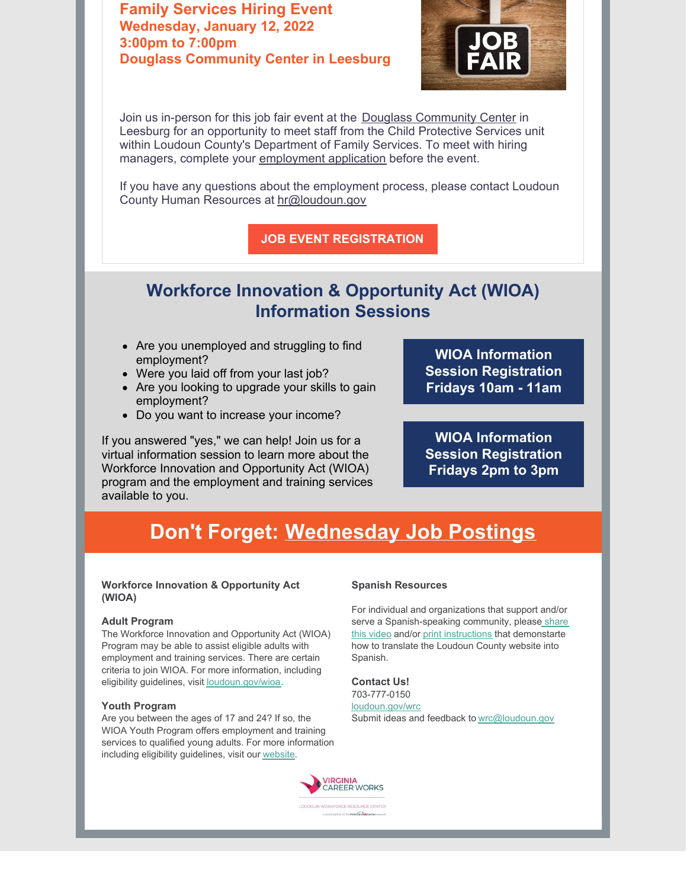## Family Services Hiring Event
**Wednesday, January 12, 2022**
**3:00pm to 7:00pm**
**Douglass Community Center in Leesburg**

JOB FAIR

Join us in-person for this job fair event at the Douglass Community Center in Leesburg for an opportunity to meet staff from the Child Protective Services unit within Loudoun County's Department of Family Services. To meet with hiring managers, complete your employment application before the event.

If you have any questions about the employment process, please contact Loudoun County Human Resources at hr@loudoun.gov

**JOB EVENT REGISTRATION**

## Workforce Innovation & Opportunity Act (WIOA) Information Sessions

- Are you unemployed and struggling to find employment?
- Were you laid off from your last job?
- Are you looking to upgrade your skills to gain employment?
- Do you want to increase your income?

If you answered "yes," we can help! Join us for a virtual information session to learn more about the Workforce Innovation and Opportunity Act (WIOA) program and the employment and training services available to you.

**WIOA Information Session Registration Fridays 10am - 11am**

**WIOA Information Session Registration Fridays 2pm to 3pm**

## Don't Forget: Wednesday Job Postings

**Workforce Innovation & Opportunity Act (WIOA)**

**Adult Program**
The Workforce Innovation and Opportunity Act (WIOA) Program may be able to assist eligible adults with employment and training services. There are certain criteria to join WIOA. For more information, including eligibility guidelines, visit loudoun.gov/wioa.

**Youth Program**
Are you between the ages of 17 and 24? If so, the WIOA Youth Program offers employment and training services to qualified young adults. For more information including eligibility guidelines, visit our website.

**Spanish Resources**

For individual and organizations that support and/or serve a Spanish-speaking community, please share this video and/or print instructions that demonstarte how to translate the Loudoun County website into Spanish.

**Contact Us!**
703-777-0150
loudoun.gov/wrc
Submit ideas and feedback to wrc@loudoun.gov

VIRGINIA CAREER WORKS
LOUDOUN WORKFORCE RESOURCE CENTER
A proud partner of the AmericanJobCenter network